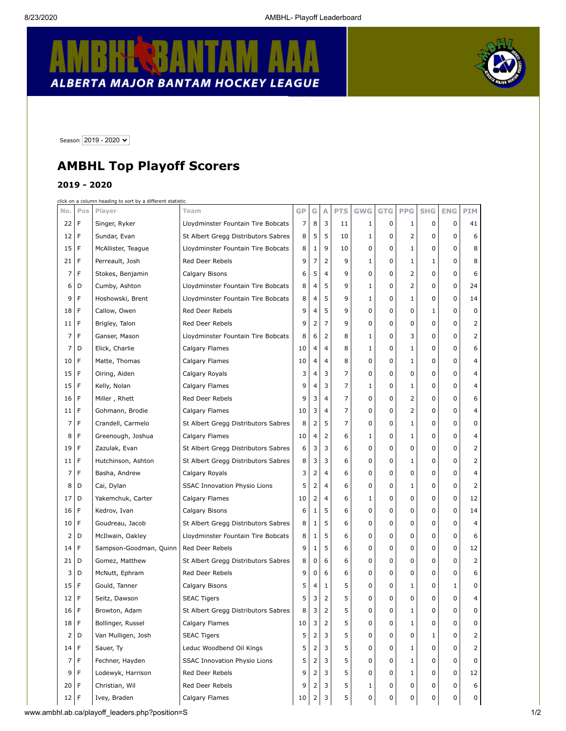# AMBHL BANTAM AAA

ALBERTA MAJOR BANTAM HOCKEY LEAGUE

Season 2019 - 2020

## AMBHL Top Playoff Scorers

### 2019 - 2020

click on a column heading to sort by a different statistic

| No. | Pos | Player | Team | GP | G | A | PTS | GWG | GTG | PPG | SHG | ENG | PIM |
|---|---|---|---|---|---|---|---|---|---|---|---|---|---|
| 22 | F | Singer, Ryker | Lloydminster Fountain Tire Bobcats | 7 | 8 | 3 | 11 | 1 | 0 | 1 | 0 | 0 | 41 |
| 12 | F | Sundar, Evan | St Albert Gregg Distributors Sabres | 8 | 5 | 5 | 10 | 1 | 0 | 2 | 0 | 0 | 6 |
| 15 | F | McAllister, Teague | Lloydminster Fountain Tire Bobcats | 8 | 1 | 9 | 10 | 0 | 0 | 1 | 0 | 0 | 8 |
| 21 | F | Perreault, Josh | Red Deer Rebels | 9 | 7 | 2 | 9 | 1 | 0 | 1 | 1 | 0 | 8 |
| 7 | F | Stokes, Benjamin | Calgary Bisons | 6 | 5 | 4 | 9 | 0 | 0 | 2 | 0 | 0 | 6 |
| 6 | D | Cumby, Ashton | Lloydminster Fountain Tire Bobcats | 8 | 4 | 5 | 9 | 1 | 0 | 2 | 0 | 0 | 24 |
| 9 | F | Hoshowski, Brent | Lloydminster Fountain Tire Bobcats | 8 | 4 | 5 | 9 | 1 | 0 | 1 | 0 | 0 | 14 |
| 18 | F | Callow, Owen | Red Deer Rebels | 9 | 4 | 5 | 9 | 0 | 0 | 0 | 1 | 0 | 0 |
| 11 | F | Brigley, Talon | Red Deer Rebels | 9 | 2 | 7 | 9 | 0 | 0 | 0 | 0 | 0 | 2 |
| 7 | F | Ganser, Mason | Lloydminster Fountain Tire Bobcats | 8 | 6 | 2 | 8 | 1 | 0 | 3 | 0 | 0 | 2 |
| 7 | D | Elick, Charlie | Calgary Flames | 10 | 4 | 4 | 8 | 1 | 0 | 1 | 0 | 0 | 6 |
| 10 | F | Matte, Thomas | Calgary Flames | 10 | 4 | 4 | 8 | 0 | 0 | 1 | 0 | 0 | 4 |
| 15 | F | Oiring, Aiden | Calgary Royals | 3 | 4 | 3 | 7 | 0 | 0 | 0 | 0 | 0 | 4 |
| 15 | F | Kelly, Nolan | Calgary Flames | 9 | 4 | 3 | 7 | 1 | 0 | 1 | 0 | 0 | 4 |
| 16 | F | Miller , Rhett | Red Deer Rebels | 9 | 3 | 4 | 7 | 0 | 0 | 2 | 0 | 0 | 6 |
| 11 | F | Gohmann, Brodie | Calgary Flames | 10 | 3 | 4 | 7 | 0 | 0 | 2 | 0 | 0 | 4 |
| 7 | F | Crandell, Carmelo | St Albert Gregg Distributors Sabres | 8 | 2 | 5 | 7 | 0 | 0 | 1 | 0 | 0 | 0 |
| 8 | F | Greenough, Joshua | Calgary Flames | 10 | 4 | 2 | 6 | 1 | 0 | 1 | 0 | 0 | 4 |
| 19 | F | Zazulak, Evan | St Albert Gregg Distributors Sabres | 6 | 3 | 3 | 6 | 0 | 0 | 0 | 0 | 0 | 2 |
| 11 | F | Hutchinson, Ashton | St Albert Gregg Distributors Sabres | 8 | 3 | 3 | 6 | 0 | 0 | 1 | 0 | 0 | 2 |
| 7 | F | Basha, Andrew | Calgary Royals | 3 | 2 | 4 | 6 | 0 | 0 | 0 | 0 | 0 | 4 |
| 8 | D | Cai, Dylan | SSAC Innovation Physio Lions | 5 | 2 | 4 | 6 | 0 | 0 | 1 | 0 | 0 | 2 |
| 17 | D | Yakemchuk, Carter | Calgary Flames | 10 | 2 | 4 | 6 | 1 | 0 | 0 | 0 | 0 | 12 |
| 16 | F | Kedrov, Ivan | Calgary Bisons | 6 | 1 | 5 | 6 | 0 | 0 | 0 | 0 | 0 | 14 |
| 10 | F | Goudreau, Jacob | St Albert Gregg Distributors Sabres | 8 | 1 | 5 | 6 | 0 | 0 | 0 | 0 | 0 | 4 |
| 2 | D | McIlwain, Oakley | Lloydminster Fountain Tire Bobcats | 8 | 1 | 5 | 6 | 0 | 0 | 0 | 0 | 0 | 6 |
| 14 | F | Sampson-Goodman, Quinn | Red Deer Rebels | 9 | 1 | 5 | 6 | 0 | 0 | 0 | 0 | 0 | 12 |
| 21 | D | Gomez, Matthew | St Albert Gregg Distributors Sabres | 8 | 0 | 6 | 6 | 0 | 0 | 0 | 0 | 0 | 2 |
| 3 | D | McNutt, Ephram | Red Deer Rebels | 9 | 0 | 6 | 6 | 0 | 0 | 0 | 0 | 0 | 6 |
| 15 | F | Gould, Tanner | Calgary Bisons | 5 | 4 | 1 | 5 | 0 | 0 | 1 | 0 | 1 | 0 |
| 12 | F | Seitz, Dawson | SEAC Tigers | 5 | 3 | 2 | 5 | 0 | 0 | 0 | 0 | 0 | 4 |
| 16 | F | Browton, Adam | St Albert Gregg Distributors Sabres | 8 | 3 | 2 | 5 | 0 | 0 | 1 | 0 | 0 | 0 |
| 18 | F | Bollinger, Russel | Calgary Flames | 10 | 3 | 2 | 5 | 0 | 0 | 1 | 0 | 0 | 0 |
| 2 | D | Van Mulligen, Josh | SEAC Tigers | 5 | 2 | 3 | 5 | 0 | 0 | 0 | 1 | 0 | 2 |
| 14 | F | Sauer, Ty | Leduc Woodbend Oil Kings | 5 | 2 | 3 | 5 | 0 | 0 | 1 | 0 | 0 | 2 |
| 7 | F | Fechner, Hayden | SSAC Innovation Physio Lions | 5 | 2 | 3 | 5 | 0 | 0 | 1 | 0 | 0 | 0 |
| 9 | F | Lodewyk, Harrison | Red Deer Rebels | 9 | 2 | 3 | 5 | 0 | 0 | 1 | 0 | 0 | 12 |
| 20 | F | Christian, Wil | Red Deer Rebels | 9 | 2 | 3 | 5 | 1 | 0 | 0 | 0 | 0 | 6 |
| 12 | F | Ivey, Braden | Calgary Flames | 10 | 2 | 3 | 5 | 0 | 0 | 0 | 0 | 0 | 0 |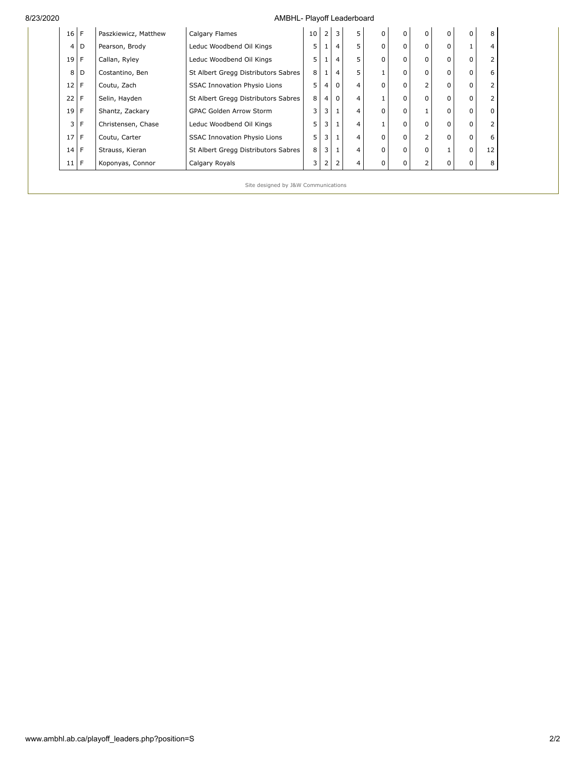| | | | | | | | | | | | | | | |
|---|---|---|---|---|---|---|---|---|---|---|---|---|---|---|
| 16 | F | Paszkiewicz, Matthew | Calgary Flames | 10 | 2 | 3 | 5 | 0 | 0 | 0 | 0 | 0 | 8 |
| 4 | D | Pearson, Brody | Leduc Woodbend Oil Kings | 5 | 1 | 4 | 5 | 0 | 0 | 0 | 0 | 1 | 4 |
| 19 | F | Callan, Ryley | Leduc Woodbend Oil Kings | 5 | 1 | 4 | 5 | 0 | 0 | 0 | 0 | 0 | 2 |
| 8 | D | Costantino, Ben | St Albert Gregg Distributors Sabres | 8 | 1 | 4 | 5 | 1 | 0 | 0 | 0 | 0 | 6 |
| 12 | F | Coutu, Zach | SSAC Innovation Physio Lions | 5 | 4 | 0 | 4 | 0 | 0 | 2 | 0 | 0 | 2 |
| 22 | F | Selin, Hayden | St Albert Gregg Distributors Sabres | 8 | 4 | 0 | 4 | 1 | 0 | 0 | 0 | 0 | 2 |
| 19 | F | Shantz, Zackary | GPAC Golden Arrow Storm | 3 | 3 | 1 | 4 | 0 | 0 | 1 | 0 | 0 | 0 |
| 3 | F | Christensen, Chase | Leduc Woodbend Oil Kings | 5 | 3 | 1 | 4 | 1 | 0 | 0 | 0 | 0 | 2 |
| 17 | F | Coutu, Carter | SSAC Innovation Physio Lions | 5 | 3 | 1 | 4 | 0 | 0 | 2 | 0 | 0 | 6 |
| 14 | F | Strauss, Kieran | St Albert Gregg Distributors Sabres | 8 | 3 | 1 | 4 | 0 | 0 | 0 | 1 | 0 | 12 |
| 11 | F | Koponyas, Connor | Calgary Royals | 3 | 2 | 2 | 4 | 0 | 0 | 2 | 0 | 0 | 8 |

Site designed by J&W Communications